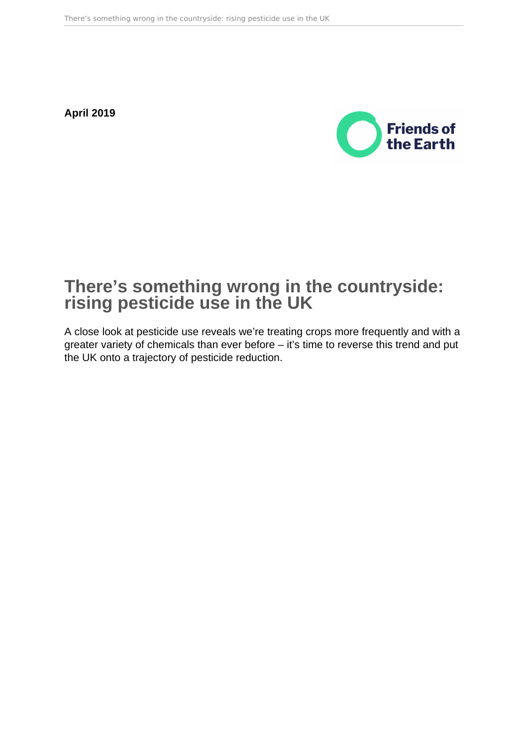**April 2019**

Friends of the Earth

# There's something wrong in the countryside: rising pesticide use in the UK

A close look at pesticide use reveals we're treating crops more frequently and with a greater variety of chemicals than ever before – it's time to reverse this trend and put the UK onto a trajectory of pesticide reduction.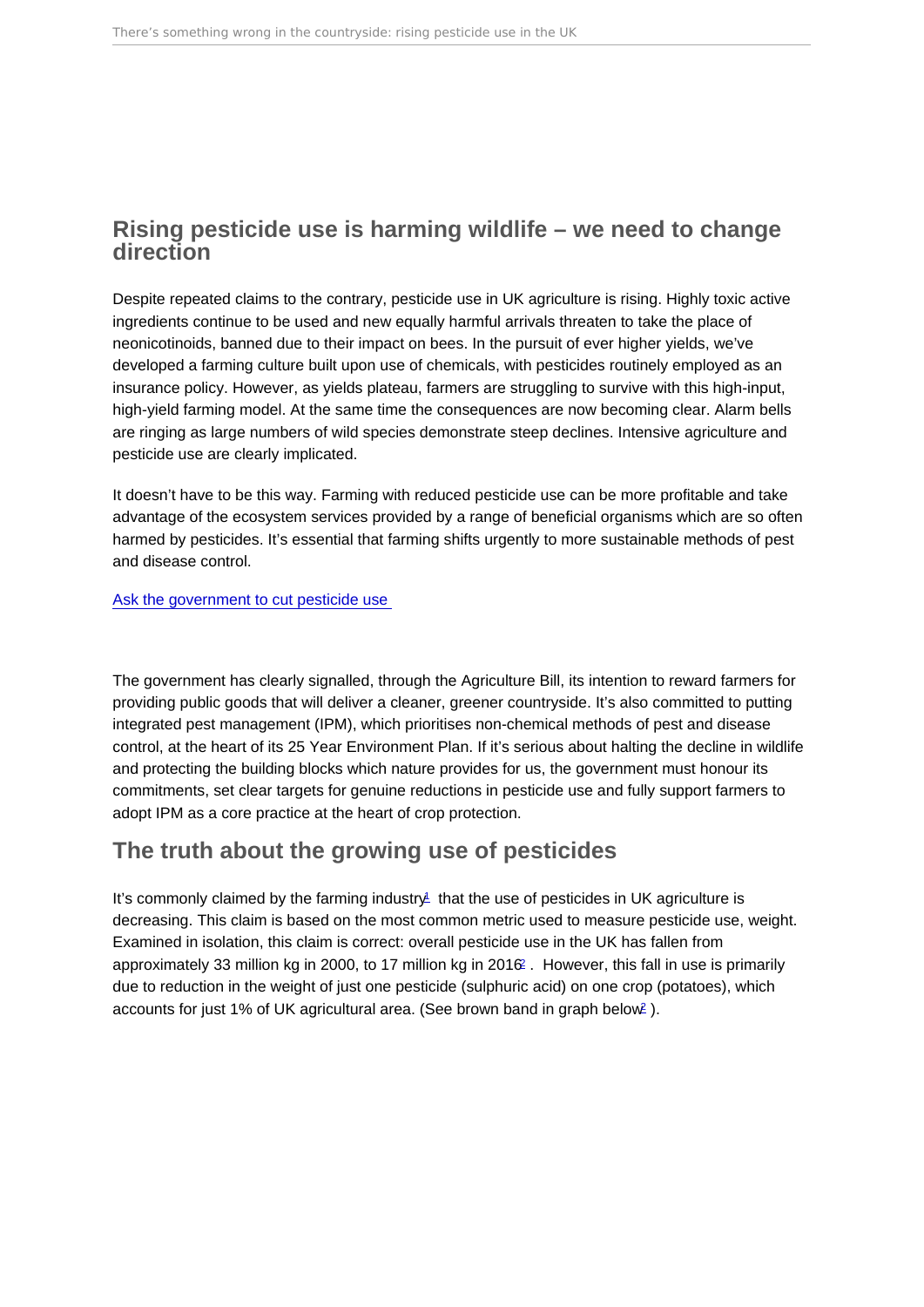## Rising pesticide use is harming wildlife – we need to change direction

Despite repeated claims to the contrary, pesticide use in UK agriculture is rising. Highly toxic active ingredients continue to be used and new equally harmful arrivals threaten to take the place of neonicotinoids, banned due to their impact on bees. In the pursuit of ever higher yields, we've developed a farming culture built upon use of chemicals, with pesticides routinely employed as an insurance policy. However, as yields plateau, farmers are struggling to survive with this high-input, high-yield farming model. At the same time the consequences are now becoming clear. Alarm bells are ringing as large numbers of wild species demonstrate steep declines. Intensive agriculture and pesticide use are clearly implicated.

It doesn't have to be this way. Farming with reduced pesticide use can be more profitable and take advantage of the ecosystem services provided by a range of beneficial organisms which are so often harmed by pesticides. It's essential that farming shifts urgently to more sustainable methods of pest and disease control.

[Ask the government to cut pesticide use]()

The government has clearly signalled, through the Agriculture Bill, its intention to reward farmers for providing public goods that will deliver a cleaner, greener countryside. It's also committed to putting integrated pest management (IPM), which prioritises non-chemical methods of pest and disease control, at the heart of its 25 Year Environment Plan. If it's serious about halting the decline in wildlife and protecting the building blocks which nature provides for us, the government must honour its commitments, set clear targets for genuine reductions in pesticide use and fully support farmers to adopt IPM as a core practice at the heart of crop protection.

## The truth about the growing use of pesticides

It's commonly claimed by the farming industry[1] that the use of pesticides in UK agriculture is decreasing. This claim is based on the most common metric used to measure pesticide use, weight. Examined in isolation, this claim is correct: overall pesticide use in the UK has fallen from approximately 33 million kg in 2000, to 17 million kg in 2016[2]. However, this fall in use is primarily due to reduction in the weight of just one pesticide (sulphuric acid) on one crop (potatoes), which accounts for just 1% of UK agricultural area. (See brown band in graph below[2]).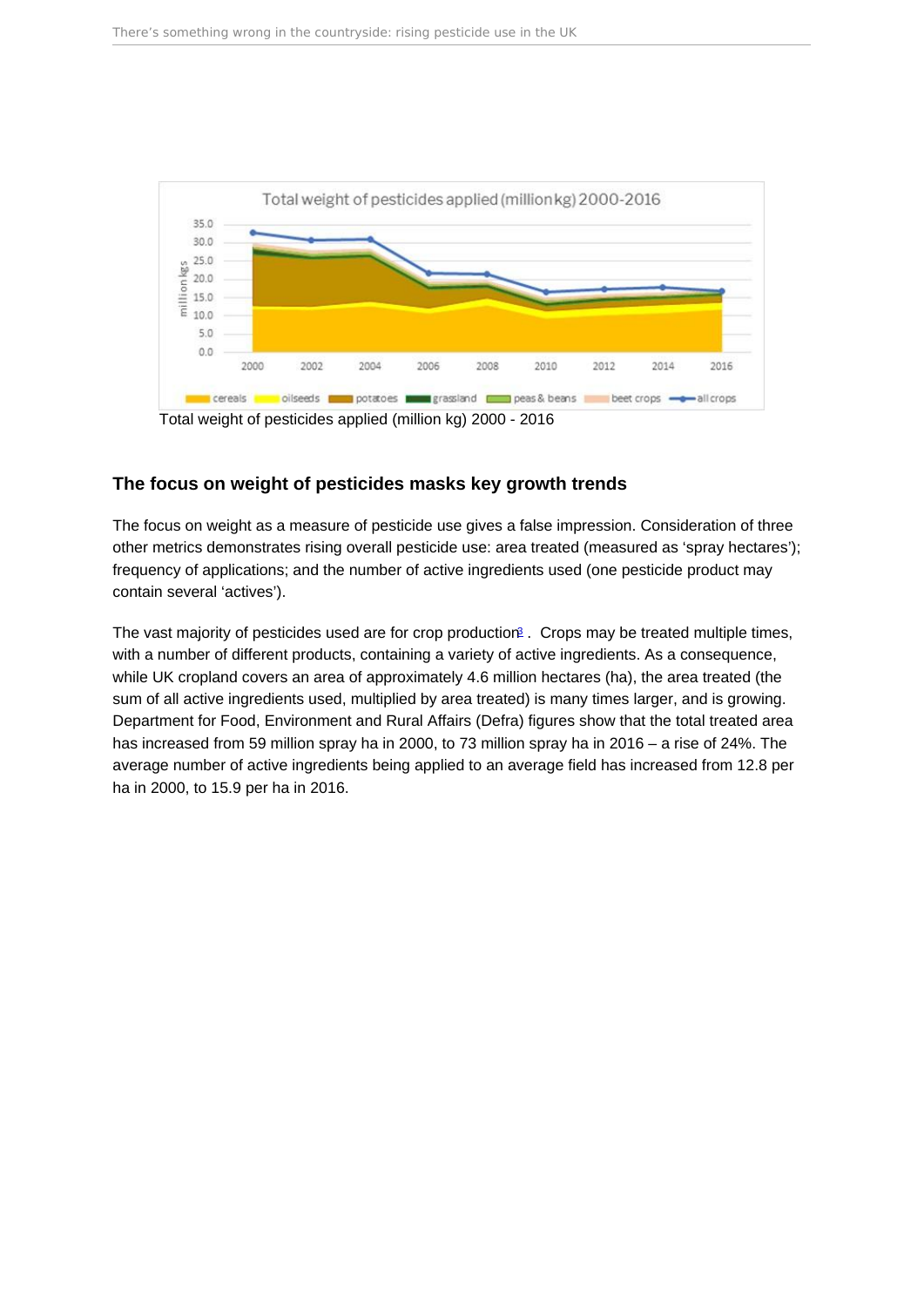Total weight of pesticides applied (million kg) 2000 - 2016

## The focus on weight of pesticides masks key growth trends

The focus on weight as a measure of pesticide use gives a false impression. Consideration of three other metrics demonstrates rising overall pesticide use: area treated (measured as 'spray hectares'); frequency of applications; and the number of active ingredients used (one pesticide product may contain several 'actives').

The vast majority of pesticides used are for crop production[3]. Crops may be treated multiple times, with a number of different products, containing a variety of active ingredients. As a consequence, while UK cropland covers an area of approximately 4.6 million hectares (ha), the area treated (the sum of all active ingredients used, multiplied by area treated) is many times larger, and is growing. Department for Food, Environment and Rural Affairs (Defra) figures show that the total treated area has increased from 59 million spray ha in 2000, to 73 million spray ha in 2016 – a rise of 24%. The average number of active ingredients being applied to an average field has increased from 12.8 per ha in 2000, to 15.9 per ha in 2016.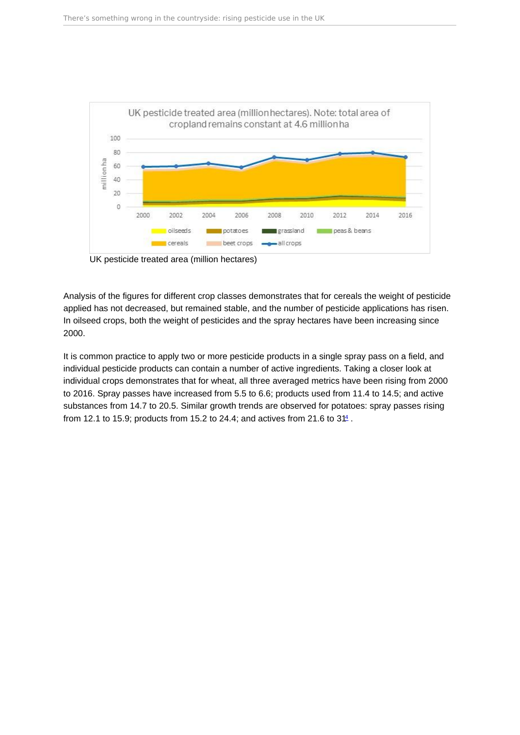UK pesticide treated area (million hectares)

Analysis of the figures for different crop classes demonstrates that for cereals the weight of pesticide applied has not decreased, but remained stable, and the number of pesticide applications has risen. In oilseed crops, both the weight of pesticides and the spray hectares have been increasing since 2000.

It is common practice to apply two or more pesticide products in a single spray pass on a field, and individual pesticide products can contain a number of active ingredients. Taking a closer look at individual crops demonstrates that for wheat, all three averaged metrics have been rising from 2000 to 2016. Spray passes have increased from 5.5 to 6.6; products used from 11.4 to 14.5; and active substances from 14.7 to 20.5. Similar growth trends are observed for potatoes: spray passes rising from 12.1 to 15.9; products from 15.2 to 24.4; and actives from 21.6 to 31[4] .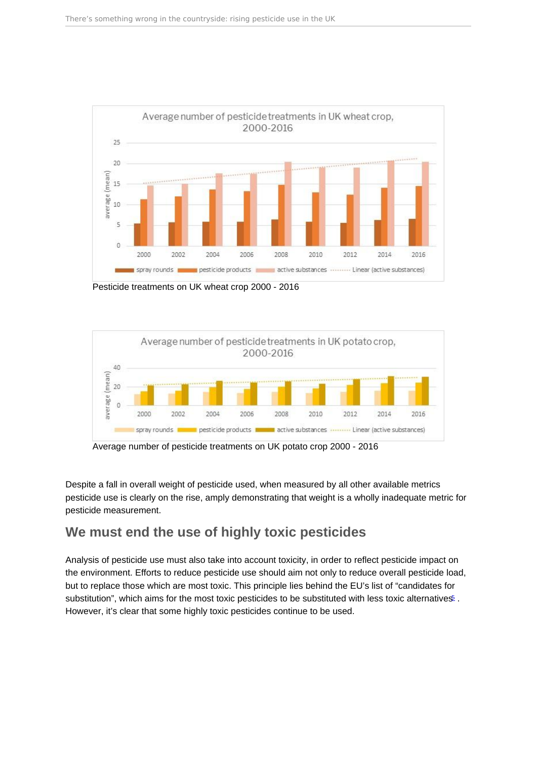Pesticide treatments on UK wheat crop 2000 - 2016

Average number of pesticide treatments on UK potato crop 2000 - 2016

Despite a fall in overall weight of pesticide used, when measured by all other available metrics pesticide use is clearly on the rise, amply demonstrating that weight is a wholly inadequate metric for pesticide measurement.

## We must end the use of highly toxic pesticides

Analysis of pesticide use must also take into account toxicity, in order to reflect pesticide impact on the environment. Efforts to reduce pesticide use should aim not only to reduce overall pesticide load, but to replace those which are most toxic. This principle lies behind the EU's list of "candidates for substitution", which aims for the most toxic pesticides to be substituted with less toxic alternatives[5]. However, it's clear that some highly toxic pesticides continue to be used.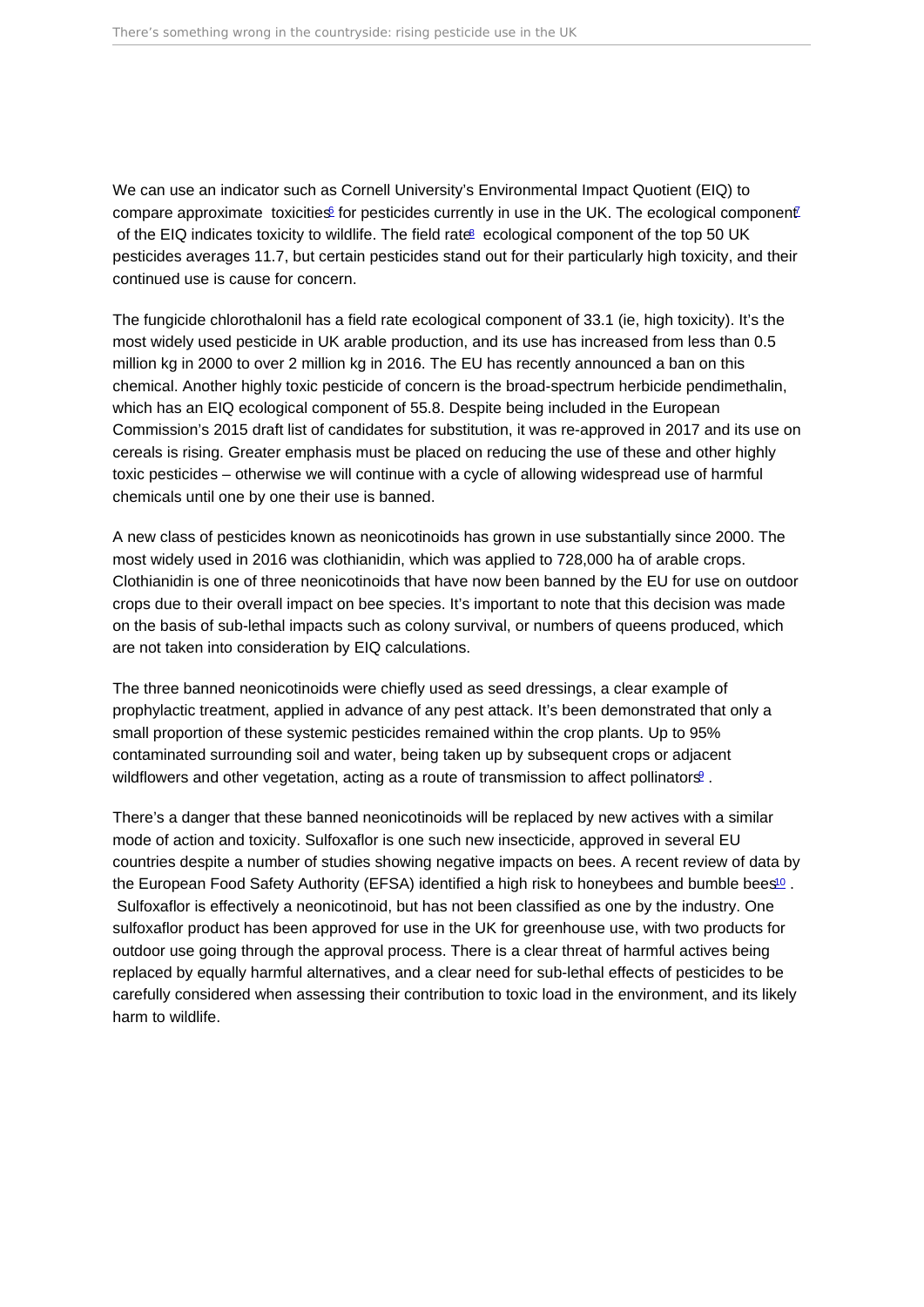We can use an indicator such as Cornell University's Environmental Impact Quotient (EIQ) to compare approximate toxicities[6] for pesticides currently in use in the UK. The ecological component[7] of the EIQ indicates toxicity to wildlife. The field rate[8] ecological component of the top 50 UK pesticides averages 11.7, but certain pesticides stand out for their particularly high toxicity, and their continued use is cause for concern.

The fungicide chlorothalonil has a field rate ecological component of 33.1 (ie, high toxicity). It's the most widely used pesticide in UK arable production, and its use has increased from less than 0.5 million kg in 2000 to over 2 million kg in 2016. The EU has recently announced a ban on this chemical. Another highly toxic pesticide of concern is the broad-spectrum herbicide pendimethalin, which has an EIQ ecological component of 55.8. Despite being included in the European Commission's 2015 draft list of candidates for substitution, it was re-approved in 2017 and its use on cereals is rising. Greater emphasis must be placed on reducing the use of these and other highly toxic pesticides – otherwise we will continue with a cycle of allowing widespread use of harmful chemicals until one by one their use is banned.

A new class of pesticides known as neonicotinoids has grown in use substantially since 2000. The most widely used in 2016 was clothianidin, which was applied to 728,000 ha of arable crops. Clothianidin is one of three neonicotinoids that have now been banned by the EU for use on outdoor crops due to their overall impact on bee species. It's important to note that this decision was made on the basis of sub-lethal impacts such as colony survival, or numbers of queens produced, which are not taken into consideration by EIQ calculations.

The three banned neonicotinoids were chiefly used as seed dressings, a clear example of prophylactic treatment, applied in advance of any pest attack. It's been demonstrated that only a small proportion of these systemic pesticides remained within the crop plants. Up to 95% contaminated surrounding soil and water, being taken up by subsequent crops or adjacent wildflowers and other vegetation, acting as a route of transmission to affect pollinators[9] .

There's a danger that these banned neonicotinoids will be replaced by new actives with a similar mode of action and toxicity. Sulfoxaflor is one such new insecticide, approved in several EU countries despite a number of studies showing negative impacts on bees. A recent review of data by the European Food Safety Authority (EFSA) identified a high risk to honeybees and bumble bees[10] . Sulfoxaflor is effectively a neonicotinoid, but has not been classified as one by the industry. One sulfoxaflor product has been approved for use in the UK for greenhouse use, with two products for outdoor use going through the approval process. There is a clear threat of harmful actives being replaced by equally harmful alternatives, and a clear need for sub-lethal effects of pesticides to be carefully considered when assessing their contribution to toxic load in the environment, and its likely harm to wildlife.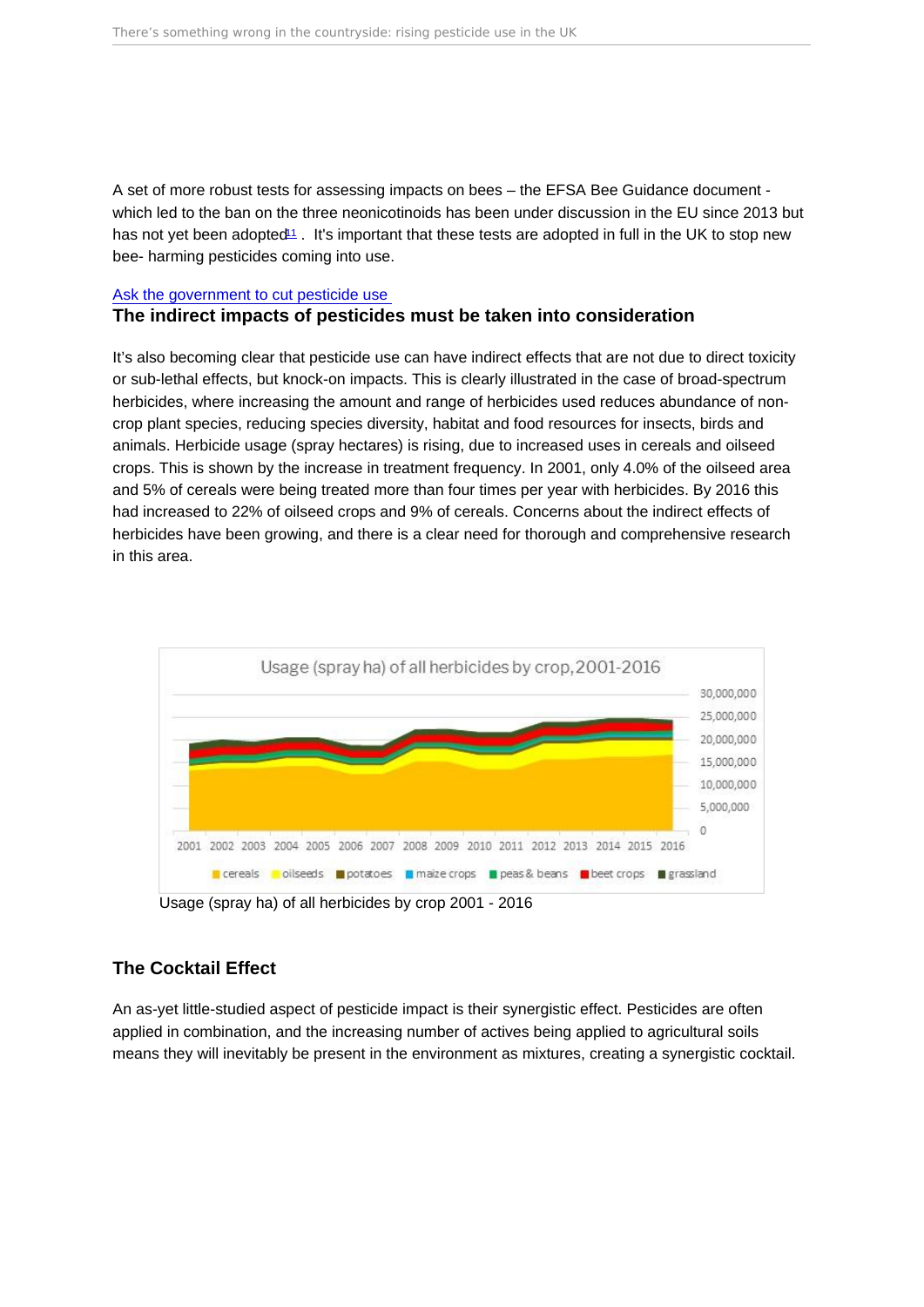A set of more robust tests for assessing impacts on bees – the EFSA Bee Guidance document - which led to the ban on the three neonicotinoids has been under discussion in the EU since 2013 but has not yet been adopted[11]. It's important that these tests are adopted in full in the UK to stop new bee- harming pesticides coming into use.

[Ask the government to cut pesticide use](#)

## The indirect impacts of pesticides must be taken into consideration

It's also becoming clear that pesticide use can have indirect effects that are not due to direct toxicity or sub-lethal effects, but knock-on impacts. This is clearly illustrated in the case of broad-spectrum herbicides, where increasing the amount and range of herbicides used reduces abundance of non-crop plant species, reducing species diversity, habitat and food resources for insects, birds and animals. Herbicide usage (spray hectares) is rising, due to increased uses in cereals and oilseed crops. This is shown by the increase in treatment frequency. In 2001, only 4.0% of the oilseed area and 5% of cereals were being treated more than four times per year with herbicides. By 2016 this had increased to 22% of oilseed crops and 9% of cereals. Concerns about the indirect effects of herbicides have been growing, and there is a clear need for thorough and comprehensive research in this area.

Usage (spray ha) of all herbicides by crop 2001 - 2016

## The Cocktail Effect

An as-yet little-studied aspect of pesticide impact is their synergistic effect. Pesticides are often applied in combination, and the increasing number of actives being applied to agricultural soils means they will inevitably be present in the environment as mixtures, creating a synergistic cocktail.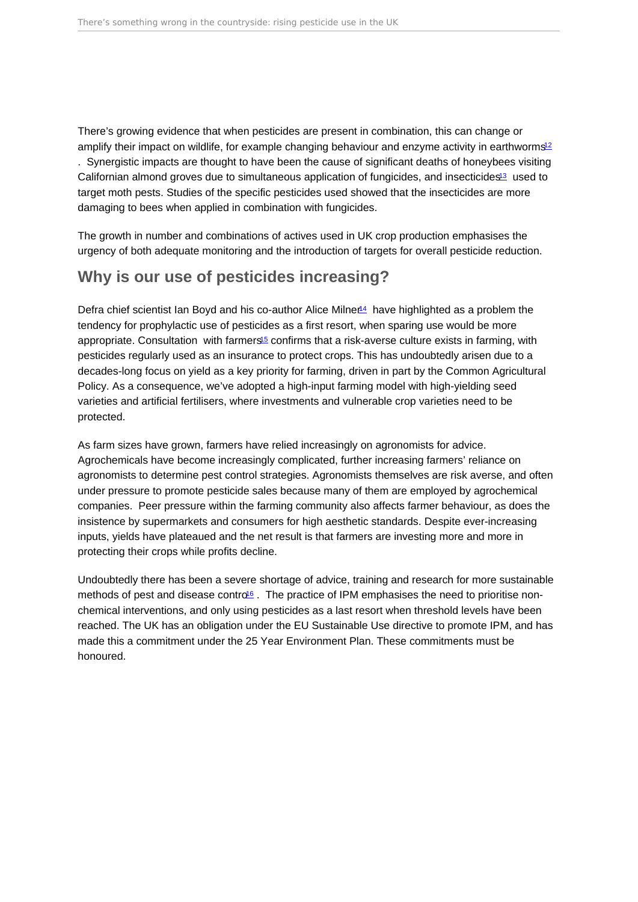There's growing evidence that when pesticides are present in combination, this can change or amplify their impact on wildlife, for example changing behaviour and enzyme activity in earthworms[12]. Synergistic impacts are thought to have been the cause of significant deaths of honeybees visiting Californian almond groves due to simultaneous application of fungicides, and insecticides[13] used to target moth pests. Studies of the specific pesticides used showed that the insecticides are more damaging to bees when applied in combination with fungicides.

The growth in number and combinations of actives used in UK crop production emphasises the urgency of both adequate monitoring and the introduction of targets for overall pesticide reduction.

## Why is our use of pesticides increasing?

Defra chief scientist Ian Boyd and his co-author Alice Milner[14] have highlighted as a problem the tendency for prophylactic use of pesticides as a first resort, when sparing use would be more appropriate. Consultation with farmers[15] confirms that a risk-averse culture exists in farming, with pesticides regularly used as an insurance to protect crops. This has undoubtedly arisen due to a decades-long focus on yield as a key priority for farming, driven in part by the Common Agricultural Policy. As a consequence, we've adopted a high-input farming model with high-yielding seed varieties and artificial fertilisers, where investments and vulnerable crop varieties need to be protected.

As farm sizes have grown, farmers have relied increasingly on agronomists for advice. Agrochemicals have become increasingly complicated, further increasing farmers' reliance on agronomists to determine pest control strategies. Agronomists themselves are risk averse, and often under pressure to promote pesticide sales because many of them are employed by agrochemical companies. Peer pressure within the farming community also affects farmer behaviour, as does the insistence by supermarkets and consumers for high aesthetic standards. Despite ever-increasing inputs, yields have plateaued and the net result is that farmers are investing more and more in protecting their crops while profits decline.

Undoubtedly there has been a severe shortage of advice, training and research for more sustainable methods of pest and disease control[16]. The practice of IPM emphasises the need to prioritise non-chemical interventions, and only using pesticides as a last resort when threshold levels have been reached. The UK has an obligation under the EU Sustainable Use directive to promote IPM, and has made this a commitment under the 25 Year Environment Plan. These commitments must be honoured.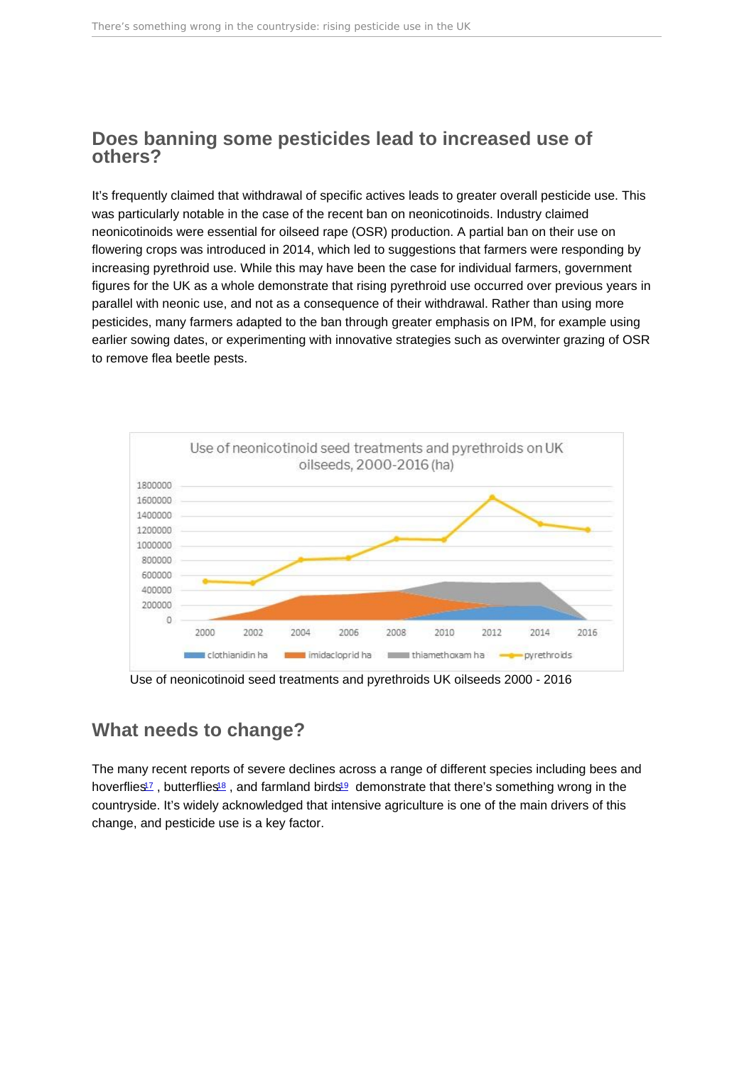## Does banning some pesticides lead to increased use of others?

It's frequently claimed that withdrawal of specific actives leads to greater overall pesticide use. This was particularly notable in the case of the recent ban on neonicotinoids. Industry claimed neonicotinoids were essential for oilseed rape (OSR) production. A partial ban on their use on flowering crops was introduced in 2014, which led to suggestions that farmers were responding by increasing pyrethroid use. While this may have been the case for individual farmers, government figures for the UK as a whole demonstrate that rising pyrethroid use occurred over previous years in parallel with neonic use, and not as a consequence of their withdrawal. Rather than using more pesticides, many farmers adapted to the ban through greater emphasis on IPM, for example using earlier sowing dates, or experimenting with innovative strategies such as overwinter grazing of OSR to remove flea beetle pests.

Use of neonicotinoid seed treatments and pyrethroids UK oilseeds 2000 - 2016

## What needs to change?

The many recent reports of severe declines across a range of different species including bees and hoverflies[17] , butterflies[18] , and farmland birds[19]  demonstrate that there's something wrong in the countryside. It's widely acknowledged that intensive agriculture is one of the main drivers of this change, and pesticide use is a key factor.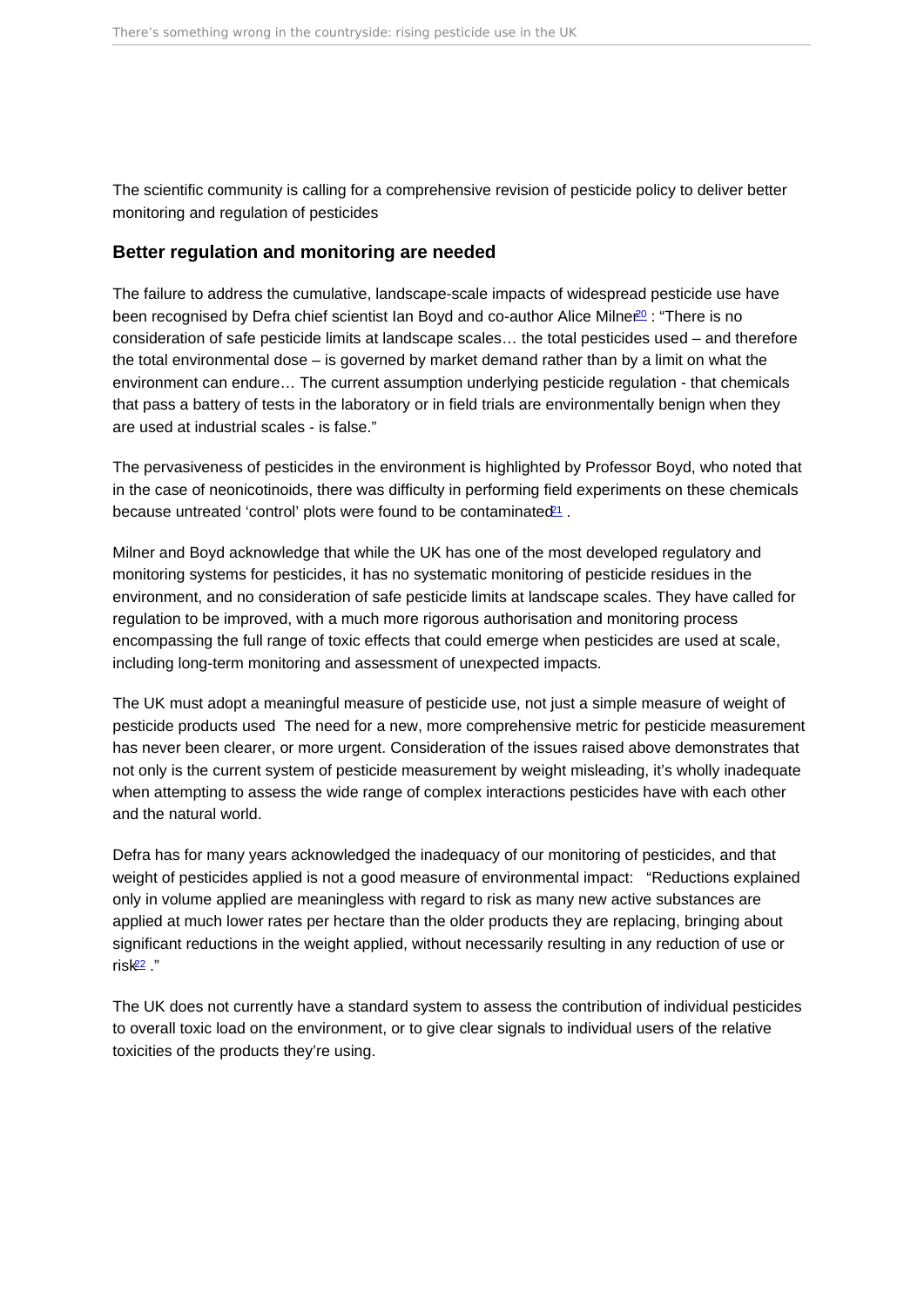The scientific community is calling for a comprehensive revision of pesticide policy to deliver better monitoring and regulation of pesticides

### Better regulation and monitoring are needed

The failure to address the cumulative, landscape-scale impacts of widespread pesticide use have been recognised by Defra chief scientist Ian Boyd and co-author Alice Milner[20] : "There is no consideration of safe pesticide limits at landscape scales… the total pesticides used – and therefore the total environmental dose – is governed by market demand rather than by a limit on what the environment can endure… The current assumption underlying pesticide regulation - that chemicals that pass a battery of tests in the laboratory or in field trials are environmentally benign when they are used at industrial scales - is false."

The pervasiveness of pesticides in the environment is highlighted by Professor Boyd, who noted that in the case of neonicotinoids, there was difficulty in performing field experiments on these chemicals because untreated 'control' plots were found to be contaminated[21] .

Milner and Boyd acknowledge that while the UK has one of the most developed regulatory and monitoring systems for pesticides, it has no systematic monitoring of pesticide residues in the environment, and no consideration of safe pesticide limits at landscape scales. They have called for regulation to be improved, with a much more rigorous authorisation and monitoring process encompassing the full range of toxic effects that could emerge when pesticides are used at scale, including long-term monitoring and assessment of unexpected impacts.

The UK must adopt a meaningful measure of pesticide use, not just a simple measure of weight of pesticide products used The need for a new, more comprehensive metric for pesticide measurement has never been clearer, or more urgent. Consideration of the issues raised above demonstrates that not only is the current system of pesticide measurement by weight misleading, it's wholly inadequate when attempting to assess the wide range of complex interactions pesticides have with each other and the natural world.

Defra has for many years acknowledged the inadequacy of our monitoring of pesticides, and that weight of pesticides applied is not a good measure of environmental impact: "Reductions explained only in volume applied are meaningless with regard to risk as many new active substances are applied at much lower rates per hectare than the older products they are replacing, bringing about significant reductions in the weight applied, without necessarily resulting in any reduction of use or risk[22] ."

The UK does not currently have a standard system to assess the contribution of individual pesticides to overall toxic load on the environment, or to give clear signals to individual users of the relative toxicities of the products they're using.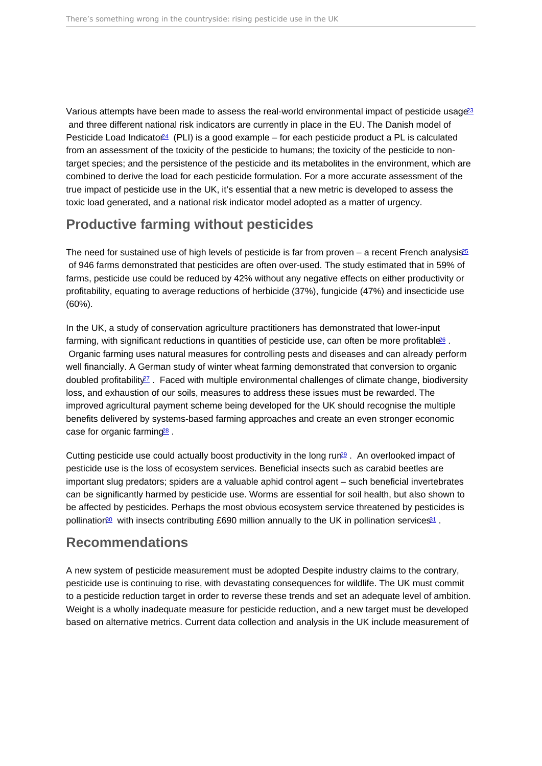Various attempts have been made to assess the real-world environmental impact of pesticide usage[23] and three different national risk indicators are currently in place in the EU. The Danish model of Pesticide Load Indicator[24] (PLI) is a good example – for each pesticide product a PL is calculated from an assessment of the toxicity of the pesticide to humans; the toxicity of the pesticide to non-target species; and the persistence of the pesticide and its metabolites in the environment, which are combined to derive the load for each pesticide formulation. For a more accurate assessment of the true impact of pesticide use in the UK, it's essential that a new metric is developed to assess the toxic load generated, and a national risk indicator model adopted as a matter of urgency.

## Productive farming without pesticides

The need for sustained use of high levels of pesticide is far from proven – a recent French analysis[25] of 946 farms demonstrated that pesticides are often over-used. The study estimated that in 59% of farms, pesticide use could be reduced by 42% without any negative effects on either productivity or profitability, equating to average reductions of herbicide (37%), fungicide (47%) and insecticide use (60%).

In the UK, a study of conservation agriculture practitioners has demonstrated that lower-input farming, with significant reductions in quantities of pesticide use, can often be more profitable[26]. Organic farming uses natural measures for controlling pests and diseases and can already perform well financially. A German study of winter wheat farming demonstrated that conversion to organic doubled profitability[27]. Faced with multiple environmental challenges of climate change, biodiversity loss, and exhaustion of our soils, measures to address these issues must be rewarded. The improved agricultural payment scheme being developed for the UK should recognise the multiple benefits delivered by systems-based farming approaches and create an even stronger economic case for organic farming[28].

Cutting pesticide use could actually boost productivity in the long run[29]. An overlooked impact of pesticide use is the loss of ecosystem services. Beneficial insects such as carabid beetles are important slug predators; spiders are a valuable aphid control agent – such beneficial invertebrates can be significantly harmed by pesticide use. Worms are essential for soil health, but also shown to be affected by pesticides. Perhaps the most obvious ecosystem service threatened by pesticides is pollination[30] with insects contributing £690 million annually to the UK in pollination services[31].

## Recommendations

A new system of pesticide measurement must be adopted Despite industry claims to the contrary, pesticide use is continuing to rise, with devastating consequences for wildlife. The UK must commit to a pesticide reduction target in order to reverse these trends and set an adequate level of ambition. Weight is a wholly inadequate measure for pesticide reduction, and a new target must be developed based on alternative metrics. Current data collection and analysis in the UK include measurement of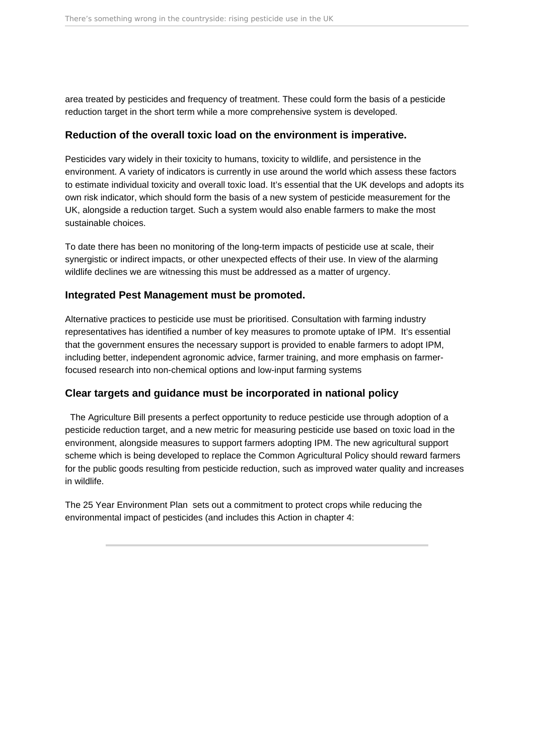area treated by pesticides and frequency of treatment. These could form the basis of a pesticide reduction target in the short term while a more comprehensive system is developed.

### Reduction of the overall toxic load on the environment is imperative.

Pesticides vary widely in their toxicity to humans, toxicity to wildlife, and persistence in the environment. A variety of indicators is currently in use around the world which assess these factors to estimate individual toxicity and overall toxic load. It's essential that the UK develops and adopts its own risk indicator, which should form the basis of a new system of pesticide measurement for the UK, alongside a reduction target. Such a system would also enable farmers to make the most sustainable choices.

To date there has been no monitoring of the long-term impacts of pesticide use at scale, their synergistic or indirect impacts, or other unexpected effects of their use. In view of the alarming wildlife declines we are witnessing this must be addressed as a matter of urgency.

### Integrated Pest Management must be promoted.

Alternative practices to pesticide use must be prioritised. Consultation with farming industry representatives has identified a number of key measures to promote uptake of IPM. It's essential that the government ensures the necessary support is provided to enable farmers to adopt IPM, including better, independent agronomic advice, farmer training, and more emphasis on farmer-focused research into non-chemical options and low-input farming systems

### Clear targets and guidance must be incorporated in national policy

The Agriculture Bill presents a perfect opportunity to reduce pesticide use through adoption of a pesticide reduction target, and a new metric for measuring pesticide use based on toxic load in the environment, alongside measures to support farmers adopting IPM. The new agricultural support scheme which is being developed to replace the Common Agricultural Policy should reward farmers for the public goods resulting from pesticide reduction, such as improved water quality and increases in wildlife.

The 25 Year Environment Plan sets out a commitment to protect crops while reducing the environmental impact of pesticides (and includes this Action in chapter 4:

---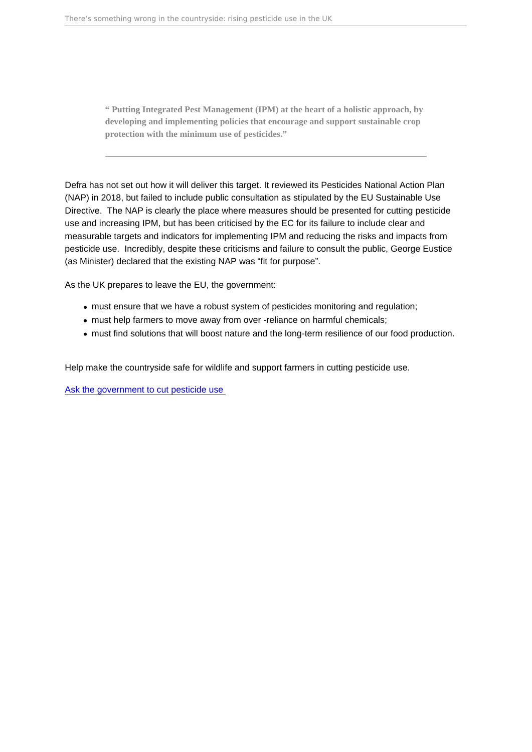> **" Putting Integrated Pest Management (IPM) at the heart of a holistic approach, by developing and implementing policies that encourage and support sustainable crop protection with the minimum use of pesticides."**

---

Defra has not set out how it will deliver this target. It reviewed its Pesticides National Action Plan (NAP) in 2018, but failed to include public consultation as stipulated by the EU Sustainable Use Directive.  The NAP is clearly the place where measures should be presented for cutting pesticide use and increasing IPM, but has been criticised by the EC for its failure to include clear and measurable targets and indicators for implementing IPM and reducing the risks and impacts from pesticide use.  Incredibly, despite these criticisms and failure to consult the public, George Eustice (as Minister) declared that the existing NAP was "fit for purpose".

As the UK prepares to leave the EU, the government:

- must ensure that we have a robust system of pesticides monitoring and regulation;
- must help farmers to move away from over -reliance on harmful chemicals;
- must find solutions that will boost nature and the long-term resilience of our food production.

Help make the countryside safe for wildlife and support farmers in cutting pesticide use.

[Ask the government to cut pesticide use]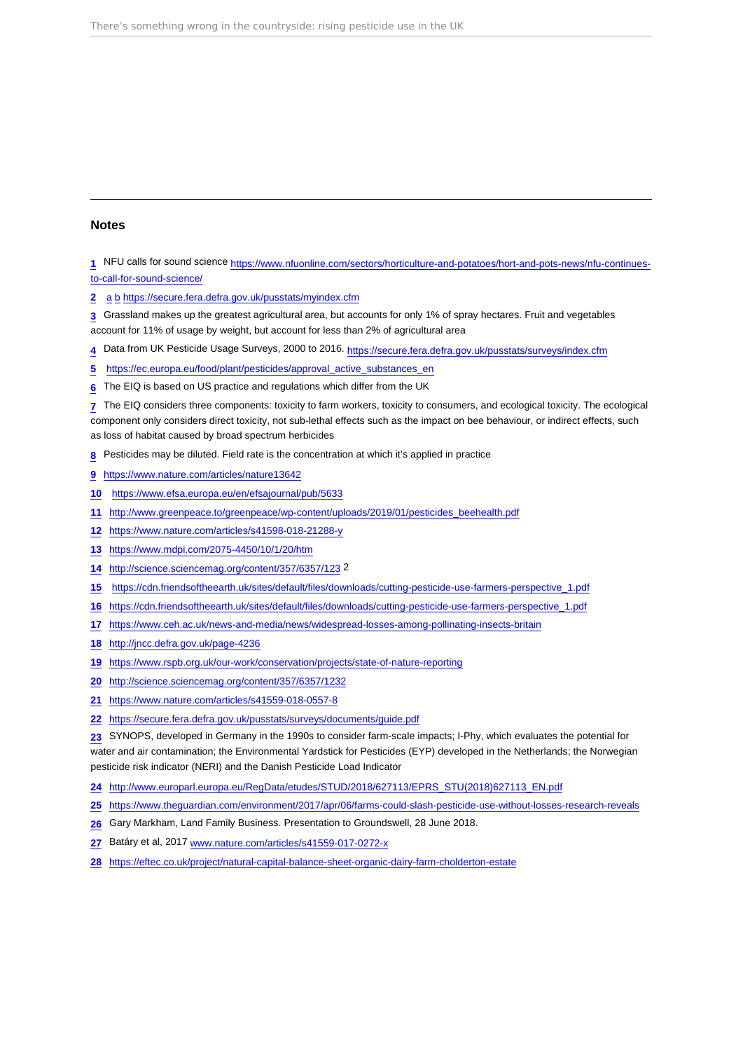## Notes

1. NFU calls for sound science https://www.nfuonline.com/sectors/horticulture-and-potatoes/hort-and-pots-news/nfu-continues-to-call-for-sound-science/
2. a b https://secure.fera.defra.gov.uk/pusstats/myindex.cfm
3. Grassland makes up the greatest agricultural area, but accounts for only 1% of spray hectares. Fruit and vegetables account for 11% of usage by weight, but account for less than 2% of agricultural area
4. Data from UK Pesticide Usage Surveys, 2000 to 2016. https://secure.fera.defra.gov.uk/pusstats/surveys/index.cfm
5. https://ec.europa.eu/food/plant/pesticides/approval_active_substances_en
6. The EIQ is based on US practice and regulations which differ from the UK
7. The EIQ considers three components: toxicity to farm workers, toxicity to consumers, and ecological toxicity. The ecological component only considers direct toxicity, not sub-lethal effects such as the impact on bee behaviour, or indirect effects, such as loss of habitat caused by broad spectrum herbicides
8. Pesticides may be diluted. Field rate is the concentration at which it's applied in practice
9. https://www.nature.com/articles/nature13642
10. https://www.efsa.europa.eu/en/efsajournal/pub/5633
11. http://www.greenpeace.to/greenpeace/wp-content/uploads/2019/01/pesticides_beehealth.pdf
12. https://www.nature.com/articles/s41598-018-21288-y
13. https://www.mdpi.com/2075-4450/10/1/20/htm
14. http://science.sciencemag.org/content/357/6357/123 2
15. https://cdn.friendsoftheearth.uk/sites/default/files/downloads/cutting-pesticide-use-farmers-perspective_1.pdf
16. https://cdn.friendsoftheearth.uk/sites/default/files/downloads/cutting-pesticide-use-farmers-perspective_1.pdf
17. https://www.ceh.ac.uk/news-and-media/news/widespread-losses-among-pollinating-insects-britain
18. http://jncc.defra.gov.uk/page-4236
19. https://www.rspb.org.uk/our-work/conservation/projects/state-of-nature-reporting
20. http://science.sciencemag.org/content/357/6357/1232
21. https://www.nature.com/articles/s41559-018-0557-8
22. https://secure.fera.defra.gov.uk/pusstats/surveys/documents/guide.pdf
23. SYNOPS, developed in Germany in the 1990s to consider farm-scale impacts; I-Phy, which evaluates the potential for water and air contamination; the Environmental Yardstick for Pesticides (EYP) developed in the Netherlands; the Norwegian pesticide risk indicator (NERI) and the Danish Pesticide Load Indicator
24. http://www.europarl.europa.eu/RegData/etudes/STUD/2018/627113/EPRS_STU(2018)627113_EN.pdf
25. https://www.theguardian.com/environment/2017/apr/06/farms-could-slash-pesticide-use-without-losses-research-reveals
26. Gary Markham, Land Family Business. Presentation to Groundswell, 28 June 2018.
27. Batáry et al, 2017 www.nature.com/articles/s41559-017-0272-x
28. https://eftec.co.uk/project/natural-capital-balance-sheet-organic-dairy-farm-cholderton-estate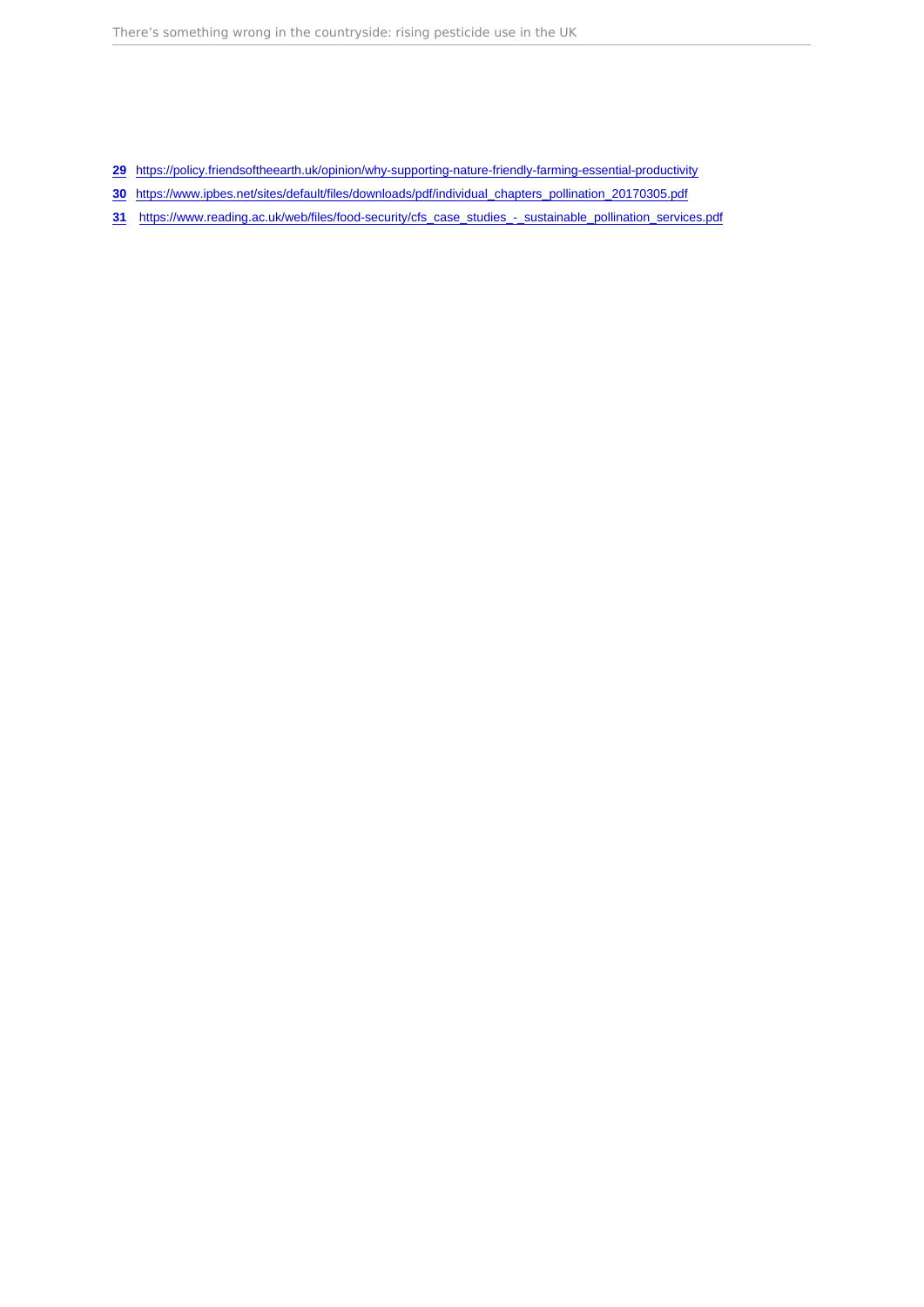29 https://policy.friendsoftheearth.uk/opinion/why-supporting-nature-friendly-farming-essential-productivity

30 https://www.ipbes.net/sites/default/files/downloads/pdf/individual_chapters_pollination_20170305.pdf

31 https://www.reading.ac.uk/web/files/food-security/cfs_case_studies_-_sustainable_pollination_services.pdf